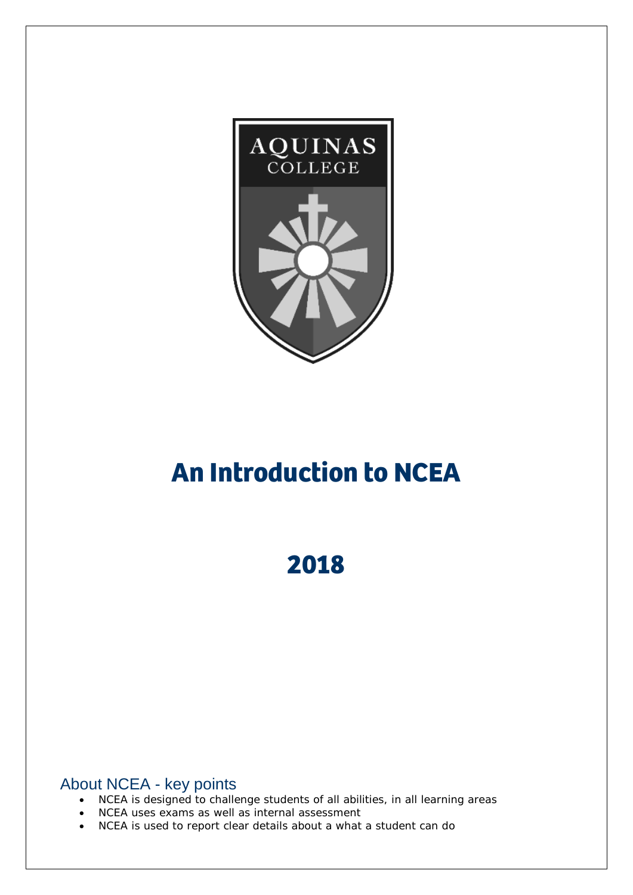AQUINAS
COLLEGE

# An Introduction to NCEA

# 2018

## About NCEA - key points

- NCEA is designed to challenge students of all abilities, in all learning areas
- NCEA uses exams as well as internal assessment
- NCEA is used to report clear details about a what a student can do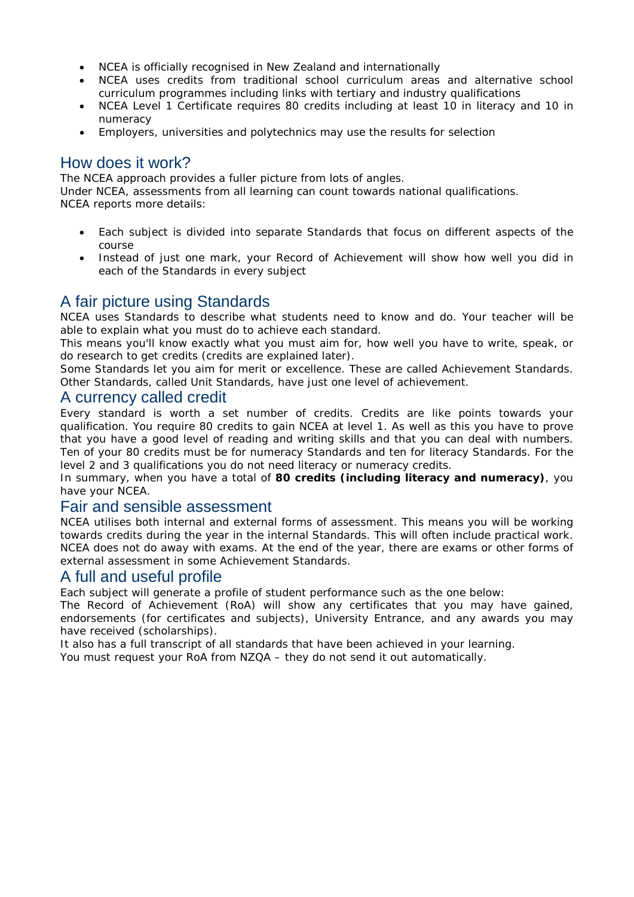- NCEA is officially recognised in New Zealand and internationally
- NCEA uses credits from traditional school curriculum areas and alternative school curriculum programmes including links with tertiary and industry qualifications
- NCEA Level 1 Certificate requires 80 credits including at least 10 in literacy and 10 in numeracy
- Employers, universities and polytechnics may use the results for selection

## How does it work?

The NCEA approach provides a fuller picture from lots of angles.
Under NCEA, assessments from all learning can count towards national qualifications.
NCEA reports more details:

- Each subject is divided into separate Standards that focus on different aspects of the course
- Instead of just one mark, your Record of Achievement will show how well you did in each of the Standards in every subject

## A fair picture using Standards

NCEA uses Standards to describe what students need to know and do. Your teacher will be able to explain what you must do to achieve each standard.
This means you'll know exactly what you must aim for, how well you have to write, speak, or do research to get credits (credits are explained later).
Some Standards let you aim for merit or excellence. These are called Achievement Standards. Other Standards, called Unit Standards, have just one level of achievement.

## A currency called credit

Every standard is worth a set number of credits. Credits are like points towards your qualification. You require 80 credits to gain NCEA at level 1. As well as this you have to prove that you have a good level of reading and writing skills and that you can deal with numbers. Ten of your 80 credits must be for numeracy Standards and ten for literacy Standards. For the level 2 and 3 qualifications you do not need literacy or numeracy credits.
In summary, when you have a total of **80 credits (including literacy and numeracy)**, you have your NCEA.

## Fair and sensible assessment

NCEA utilises both internal and external forms of assessment. This means you will be working towards credits during the year in the internal Standards. This will often include practical work. NCEA does not do away with exams. At the end of the year, there are exams or other forms of external assessment in some Achievement Standards.

## A full and useful profile

Each subject will generate a profile of student performance such as the one below:
The Record of Achievement (RoA) will show any certificates that you may have gained, endorsements (for certificates and subjects), University Entrance, and any awards you may have received (scholarships).
It also has a full transcript of all standards that have been achieved in your learning.
You must request your RoA from NZQA – they do not send it out automatically.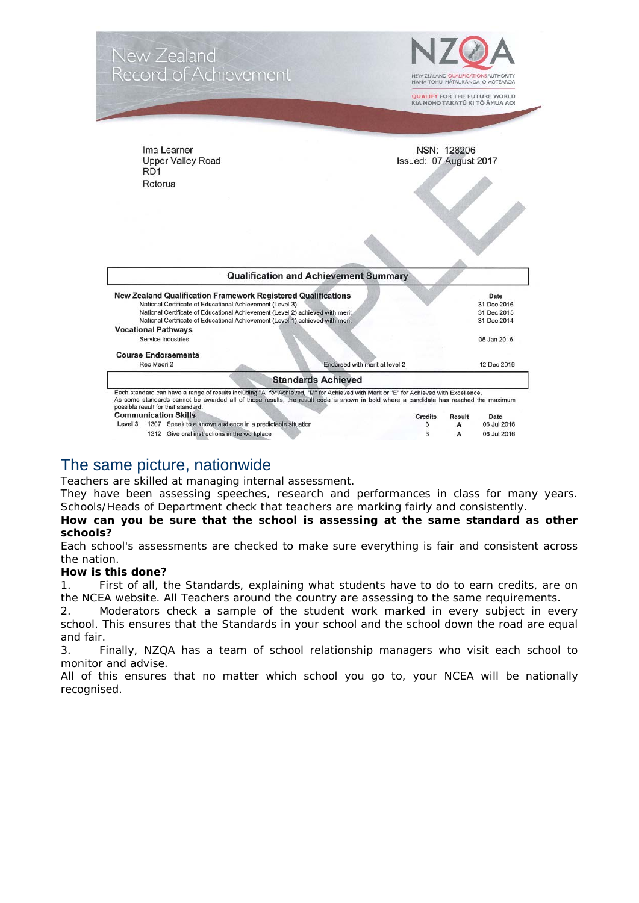New Zealand Record of Achievement

NZQA
NEW ZEALAND QUALIFICATIONS AUTHORITY
MANA TOHU MĀTAURANGA O AOTEAROA

QUALIFY FOR THE FUTURE WORLD
KIA NOHO TAKATŪ KI TŌ ĀMUA AO!

Ima Learner
Upper Valley Road
RD1
Rotorua

NSN: 128206
Issued: 07 August 2017

SAMPLE

**Qualification and Achievement Summary**

| New Zealand Qualification Framework Registered Qualifications | | Date |
|---|---|---|
| National Certificate of Educational Achievement (Level 3) | | 31 Dec 2016 |
| National Certificate of Educational Achievement (Level 2) achieved with merit | | 31 Dec 2015 |
| National Certificate of Educational Achievement (Level 1) achieved with merit | | 31 Dec 2014 |
| **Vocational Pathways** | | |
| Service Industries | | 08 Jan 2016 |
| **Course Endorsements** | | |
| Reo Maori 2 | Endorsed with merit at level 2 | 12 Dec 2016 |

**Standards Achieved**

Each standard can have a range of results including "A" for Achieved, "M" for Achieved with Merit or "E" for Achieved with Excellence. As some standards cannot be awarded all of those results, the result code is shown in bold where a candidate has reached the maximum possible result for that standard.

| Communication Skills | | | Credits | Result | Date |
|---|---|---|---|---|---|
| Level 3 | 1307 | Speak to a known audience in a predictable situation | 3 | **A** | 06 Jul 2016 |
| | 1312 | Give oral instructions in the workplace | 3 | **A** | 06 Jul 2016 |

## The same picture, nationwide

Teachers are skilled at managing internal assessment.
They have been assessing speeches, research and performances in class for many years. Schools/Heads of Department check that teachers are marking fairly and consistently.

**How can you be sure that the school is assessing at the same standard as other schools?**

Each school's assessments are checked to make sure everything is fair and consistent across the nation.

**How is this done?**

1. First of all, the Standards, explaining what students have to do to earn credits, are on the NCEA website. All Teachers around the country are assessing to the same requirements.
2. Moderators check a sample of the student work marked in every subject in every school. This ensures that the Standards in your school and the school down the road are equal and fair.
3. Finally, NZQA has a team of school relationship managers who visit each school to monitor and advise.

All of this ensures that no matter which school you go to, your NCEA will be nationally recognised.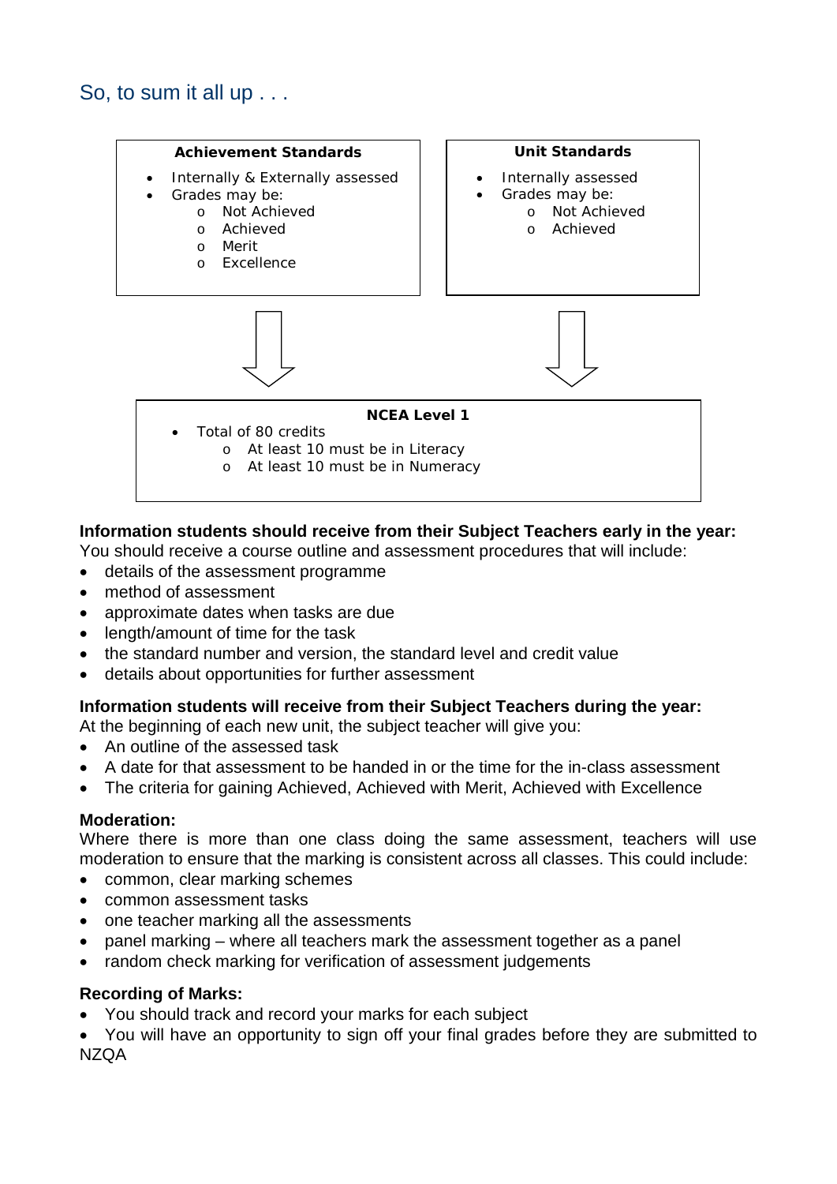## So, to sum it all up . . .

**Achievement Standards**

- Internally & Externally assessed
- Grades may be:
  - Not Achieved
  - Achieved
  - Merit
  - Excellence

**Unit Standards**

- Internally assessed
- Grades may be:
  - Not Achieved
  - Achieved

**NCEA Level 1**

- Total of 80 credits
  - At least 10 must be in Literacy
  - At least 10 must be in Numeracy

**Information students should receive from their Subject Teachers early in the year:**
You should receive a course outline and assessment procedures that will include:

- details of the assessment programme
- method of assessment
- approximate dates when tasks are due
- length/amount of time for the task
- the standard number and version, the standard level and credit value
- details about opportunities for further assessment

**Information students will receive from their Subject Teachers during the year:**
At the beginning of each new unit, the subject teacher will give you:

- An outline of the assessed task
- A date for that assessment to be handed in or the time for the in-class assessment
- The criteria for gaining Achieved, Achieved with Merit, Achieved with Excellence

**Moderation:**
Where there is more than one class doing the same assessment, teachers will use moderation to ensure that the marking is consistent across all classes. This could include:

- common, clear marking schemes
- common assessment tasks
- one teacher marking all the assessments
- panel marking – where all teachers mark the assessment together as a panel
- random check marking for verification of assessment judgements

**Recording of Marks:**

- You should track and record your marks for each subject
- You will have an opportunity to sign off your final grades before they are submitted to NZQA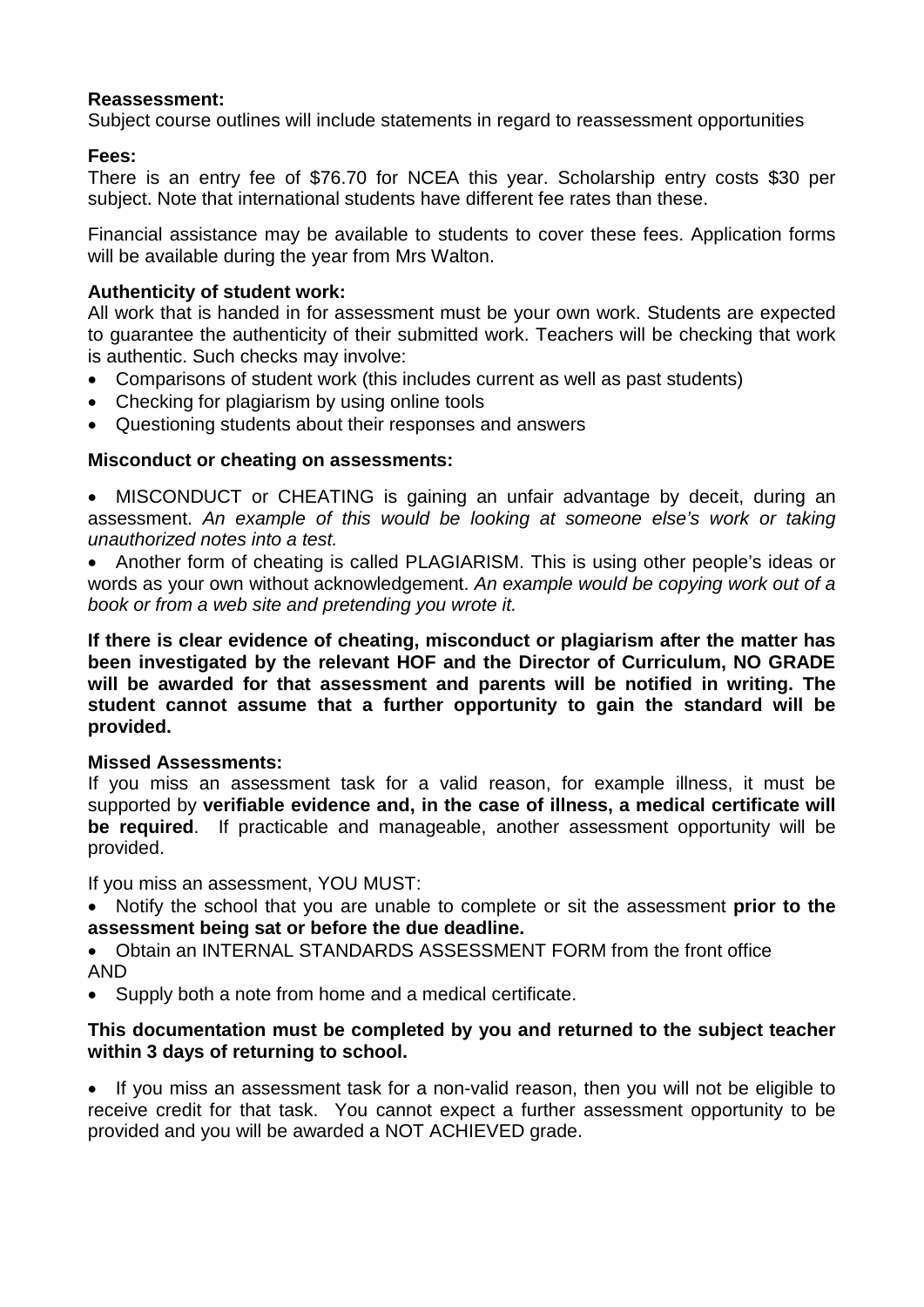**Reassessment:**
Subject course outlines will include statements in regard to reassessment opportunities

**Fees:**
There is an entry fee of $76.70 for NCEA this year. Scholarship entry costs $30 per subject. Note that international students have different fee rates than these.

Financial assistance may be available to students to cover these fees. Application forms will be available during the year from Mrs Walton.

**Authenticity of student work:**
All work that is handed in for assessment must be your own work. Students are expected to guarantee the authenticity of their submitted work. Teachers will be checking that work is authentic. Such checks may involve:

- Comparisons of student work (this includes current as well as past students)
- Checking for plagiarism by using online tools
- Questioning students about their responses and answers

**Misconduct or cheating on assessments:**

- MISCONDUCT or CHEATING is gaining an unfair advantage by deceit, during an assessment. *An example of this would be looking at someone else's work or taking unauthorized notes into a test.*
- Another form of cheating is called PLAGIARISM. This is using other people's ideas or words as your own without acknowledgement. *An example would be copying work out of a book or from a web site and pretending you wrote it.*

**If there is clear evidence of cheating, misconduct or plagiarism after the matter has been investigated by the relevant HOF and the Director of Curriculum, NO GRADE will be awarded for that assessment and parents will be notified in writing. The student cannot assume that a further opportunity to gain the standard will be provided.**

**Missed Assessments:**
If you miss an assessment task for a valid reason, for example illness, it must be supported by **verifiable evidence and, in the case of illness, a medical certificate will be required**. If practicable and manageable, another assessment opportunity will be provided.

If you miss an assessment, YOU MUST:

- Notify the school that you are unable to complete or sit the assessment **prior to the assessment being sat or before the due deadline.**
- Obtain an INTERNAL STANDARDS ASSESSMENT FORM from the front office

AND

- Supply both a note from home and a medical certificate.

**This documentation must be completed by you and returned to the subject teacher within 3 days of returning to school.**

- If you miss an assessment task for a non-valid reason, then you will not be eligible to receive credit for that task. You cannot expect a further assessment opportunity to be provided and you will be awarded a NOT ACHIEVED grade.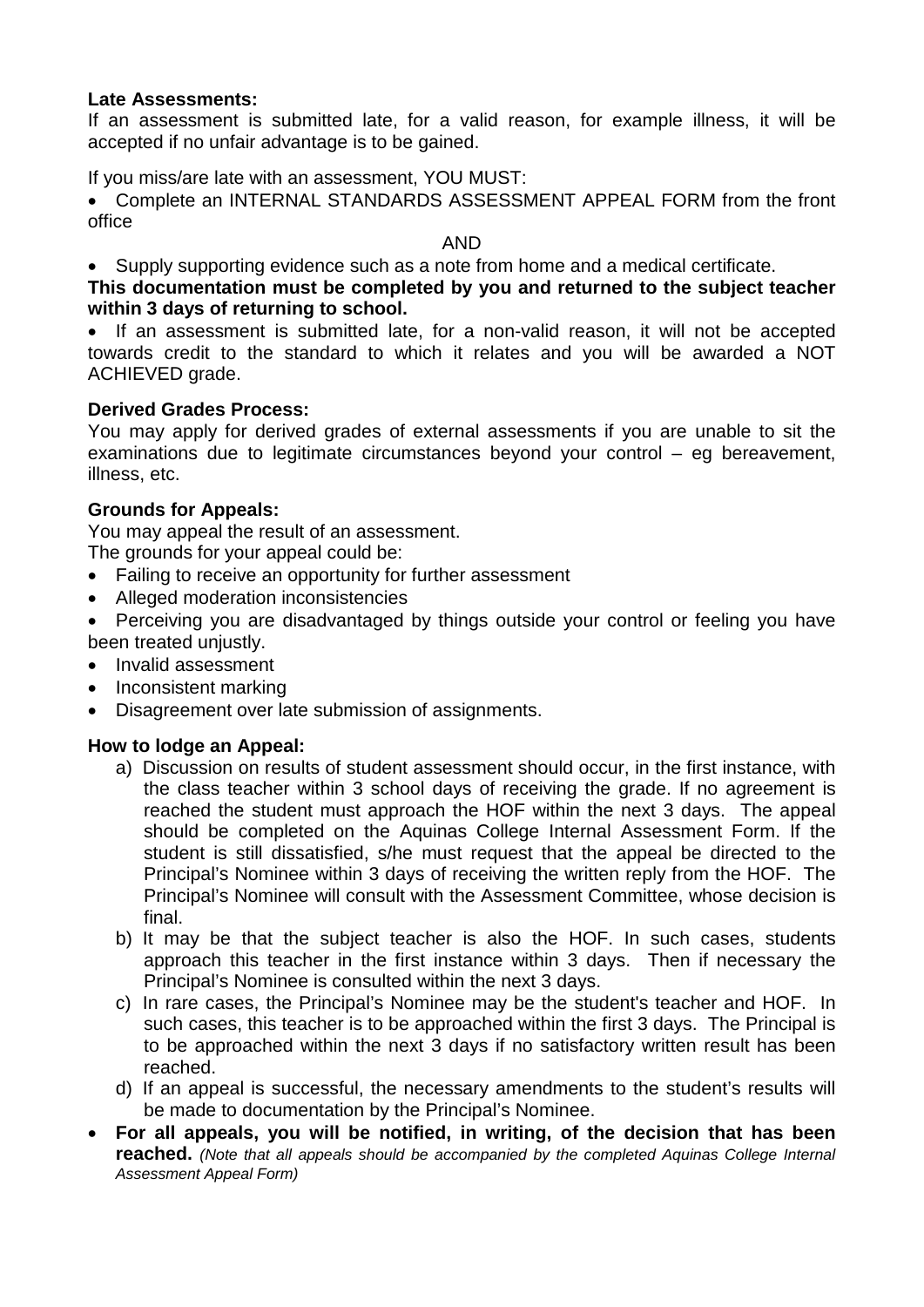**Late Assessments:**

If an assessment is submitted late, for a valid reason, for example illness, it will be accepted if no unfair advantage is to be gained.

If you miss/are late with an assessment, YOU MUST:

- Complete an INTERNAL STANDARDS ASSESSMENT APPEAL FORM from the front office

AND

- Supply supporting evidence such as a note from home and a medical certificate.

**This documentation must be completed by you and returned to the subject teacher within 3 days of returning to school.**

- If an assessment is submitted late, for a non-valid reason, it will not be accepted towards credit to the standard to which it relates and you will be awarded a NOT ACHIEVED grade.

**Derived Grades Process:**

You may apply for derived grades of external assessments if you are unable to sit the examinations due to legitimate circumstances beyond your control – eg bereavement, illness, etc.

**Grounds for Appeals:**

You may appeal the result of an assessment.

The grounds for your appeal could be:

- Failing to receive an opportunity for further assessment
- Alleged moderation inconsistencies
- Perceiving you are disadvantaged by things outside your control or feeling you have been treated unjustly.
- Invalid assessment
- Inconsistent marking
- Disagreement over late submission of assignments.

**How to lodge an Appeal:**

a) Discussion on results of student assessment should occur, in the first instance, with the class teacher within 3 school days of receiving the grade. If no agreement is reached the student must approach the HOF within the next 3 days. The appeal should be completed on the Aquinas College Internal Assessment Form. If the student is still dissatisfied, s/he must request that the appeal be directed to the Principal's Nominee within 3 days of receiving the written reply from the HOF. The Principal's Nominee will consult with the Assessment Committee, whose decision is final.

b) It may be that the subject teacher is also the HOF. In such cases, students approach this teacher in the first instance within 3 days. Then if necessary the Principal's Nominee is consulted within the next 3 days.

c) In rare cases, the Principal's Nominee may be the student's teacher and HOF. In such cases, this teacher is to be approached within the first 3 days. The Principal is to be approached within the next 3 days if no satisfactory written result has been reached.

d) If an appeal is successful, the necessary amendments to the student's results will be made to documentation by the Principal's Nominee.

- **For all appeals, you will be notified, in writing, of the decision that has been reached.** *(Note that all appeals should be accompanied by the completed Aquinas College Internal Assessment Appeal Form)*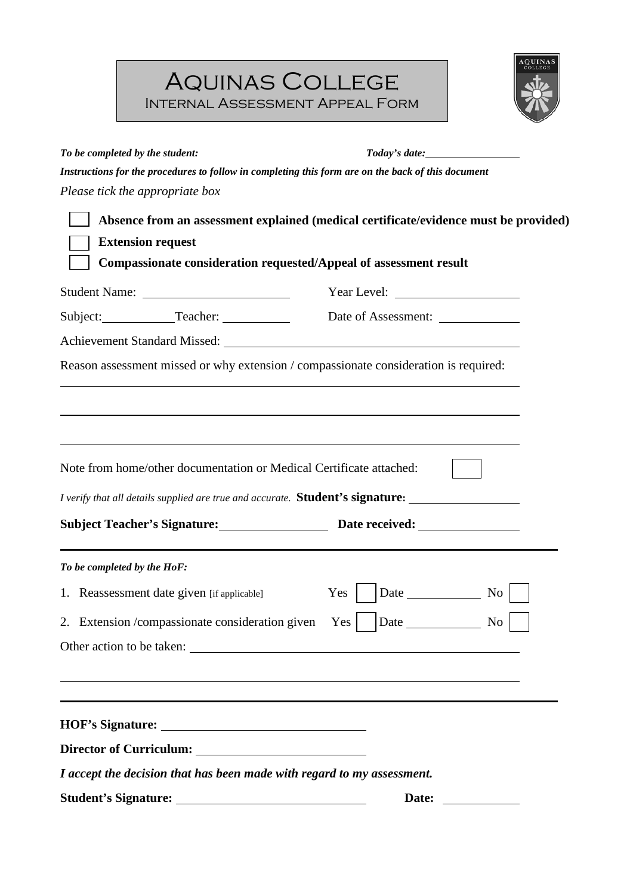# Aquinas College

## Internal Assessment Appeal Form

***To be completed by the student:*** ***Today's date:*** ________________

***Instructions for the procedures to follow in completing this form are on the back of this document***

*Please tick the appropriate box*

- ☐ **Absence from an assessment explained (medical certificate/evidence must be provided)**
- ☐ **Extension request**
- ☐ **Compassionate consideration requested/Appeal of assessment result**

Student Name: ____________________ Year Level: ________________

Subject: __________ Teacher: __________ Date of Assessment: ____________

Achievement Standard Missed: ________________________________________

Reason assessment missed or why extension / compassionate consideration is required:

______________________________________________________________________

______________________________________________________________________

______________________________________________________________________

Note from home/other documentation or Medical Certificate attached: ☐

*I verify that all details supplied are true and accurate.* **Student's signature:** ________________

**Subject Teacher's Signature:** ________________ **Date received:** ________________

---

***To be completed by the HoF:***

1. Reassessment date given [if applicable] Yes ☐ Date __________ No ☐
2. Extension /compassionate consideration given Yes ☐ Date __________ No ☐

Other action to be taken: ________________________________________

______________________________________________________________________

---

**HOF's Signature:** ____________________________

**Director of Curriculum:** ____________________________

***I accept the decision that has been made with regard to my assessment.***

**Student's Signature:** ____________________________ **Date:** ____________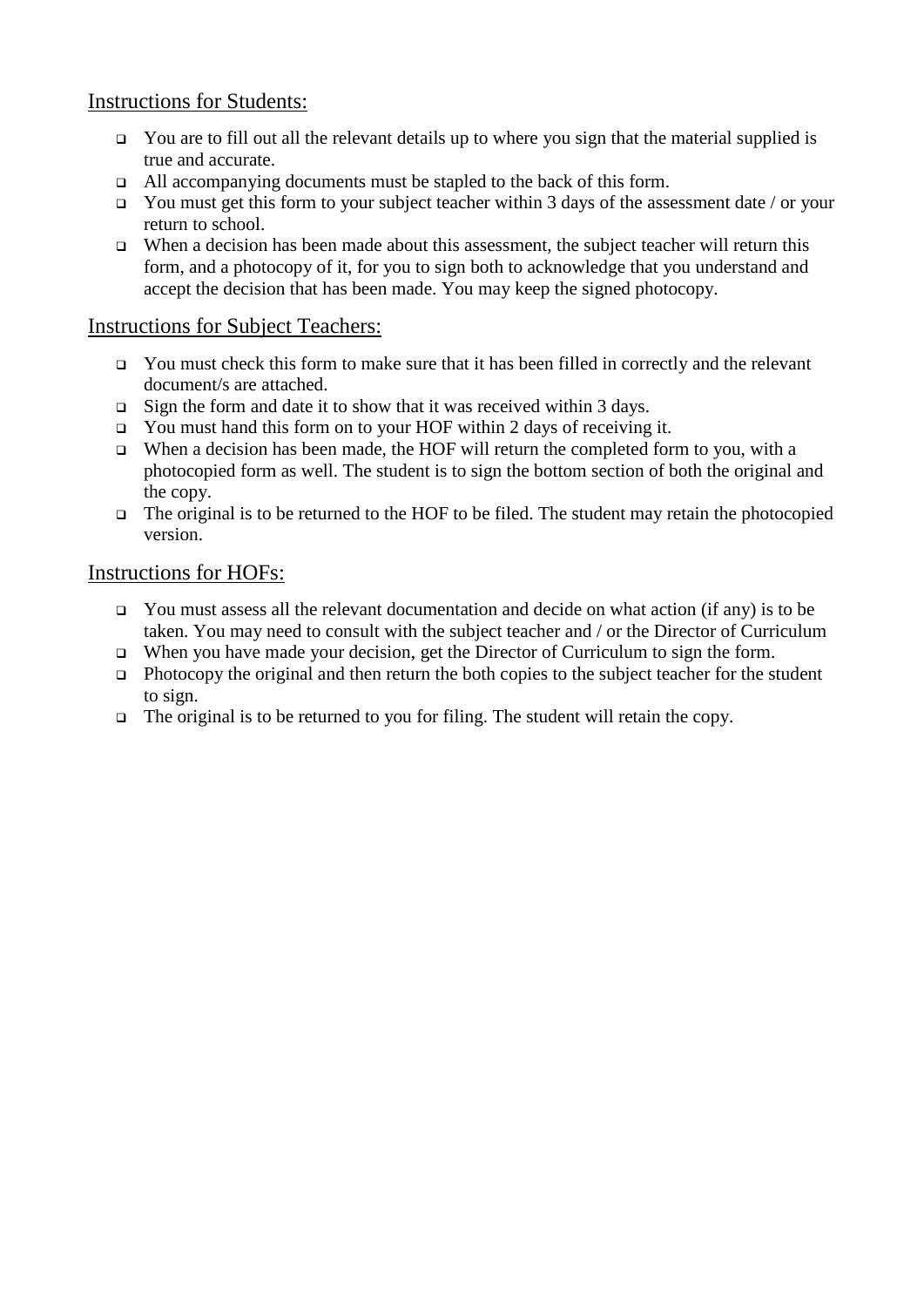## Instructions for Students:

- You are to fill out all the relevant details up to where you sign that the material supplied is true and accurate.
- All accompanying documents must be stapled to the back of this form.
- You must get this form to your subject teacher within 3 days of the assessment date / or your return to school.
- When a decision has been made about this assessment, the subject teacher will return this form, and a photocopy of it, for you to sign both to acknowledge that you understand and accept the decision that has been made. You may keep the signed photocopy.

## Instructions for Subject Teachers:

- You must check this form to make sure that it has been filled in correctly and the relevant document/s are attached.
- Sign the form and date it to show that it was received within 3 days.
- You must hand this form on to your HOF within 2 days of receiving it.
- When a decision has been made, the HOF will return the completed form to you, with a photocopied form as well. The student is to sign the bottom section of both the original and the copy.
- The original is to be returned to the HOF to be filed. The student may retain the photocopied version.

## Instructions for HOFs:

- You must assess all the relevant documentation and decide on what action (if any) is to be taken. You may need to consult with the subject teacher and / or the Director of Curriculum
- When you have made your decision, get the Director of Curriculum to sign the form.
- Photocopy the original and then return the both copies to the subject teacher for the student to sign.
- The original is to be returned to you for filing. The student will retain the copy.